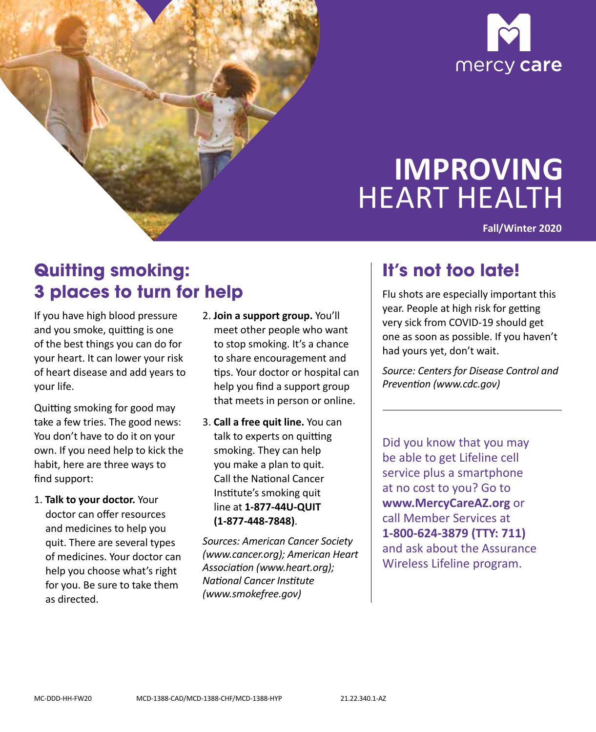mercy care

# IMPROVING HEART HEALTH

**Fall/Winter 2020**

## Quitting smoking: 3 places to turn for help

If you have high blood pressure and you smoke, quitting is one of the best things you can do for your heart. It can lower your risk of heart disease and add years to your life.

Quitting smoking for good may take a few tries. The good news: You don't have to do it on your own. If you need help to kick the habit, here are three ways to find support:

1. **Talk to your doctor.** Your doctor can offer resources and medicines to help you quit. There are several types of medicines. Your doctor can help you choose what's right for you. Be sure to take them as directed.
2. **Join a support group.** You'll meet other people who want to stop smoking. It's a chance to share encouragement and tips. Your doctor or hospital can help you find a support group that meets in person or online.
3. **Call a free quit line.** You can talk to experts on quitting smoking. They can help you make a plan to quit. Call the National Cancer Institute's smoking quit line at **1-877-44U-QUIT (1-877-448-7848)**.

*Sources: American Cancer Society (www.cancer.org); American Heart Association (www.heart.org); National Cancer Institute (www.smokefree.gov)*

## It's not too late!

Flu shots are especially important this year. People at high risk for getting very sick from COVID-19 should get one as soon as possible. If you haven't had yours yet, don't wait.

*Source: Centers for Disease Control and Prevention (www.cdc.gov)*

---

Did you know that you may be able to get Lifeline cell service plus a smartphone at no cost to you? Go to **www.MercyCareAZ.org** or call Member Services at **1-800-624-3879 (TTY: 711)** and ask about the Assurance Wireless Lifeline program.

MC-DDD-HH-FW20 MCD-1388-CAD/MCD-1388-CHF/MCD-1388-HYP 21.22.340.1-AZ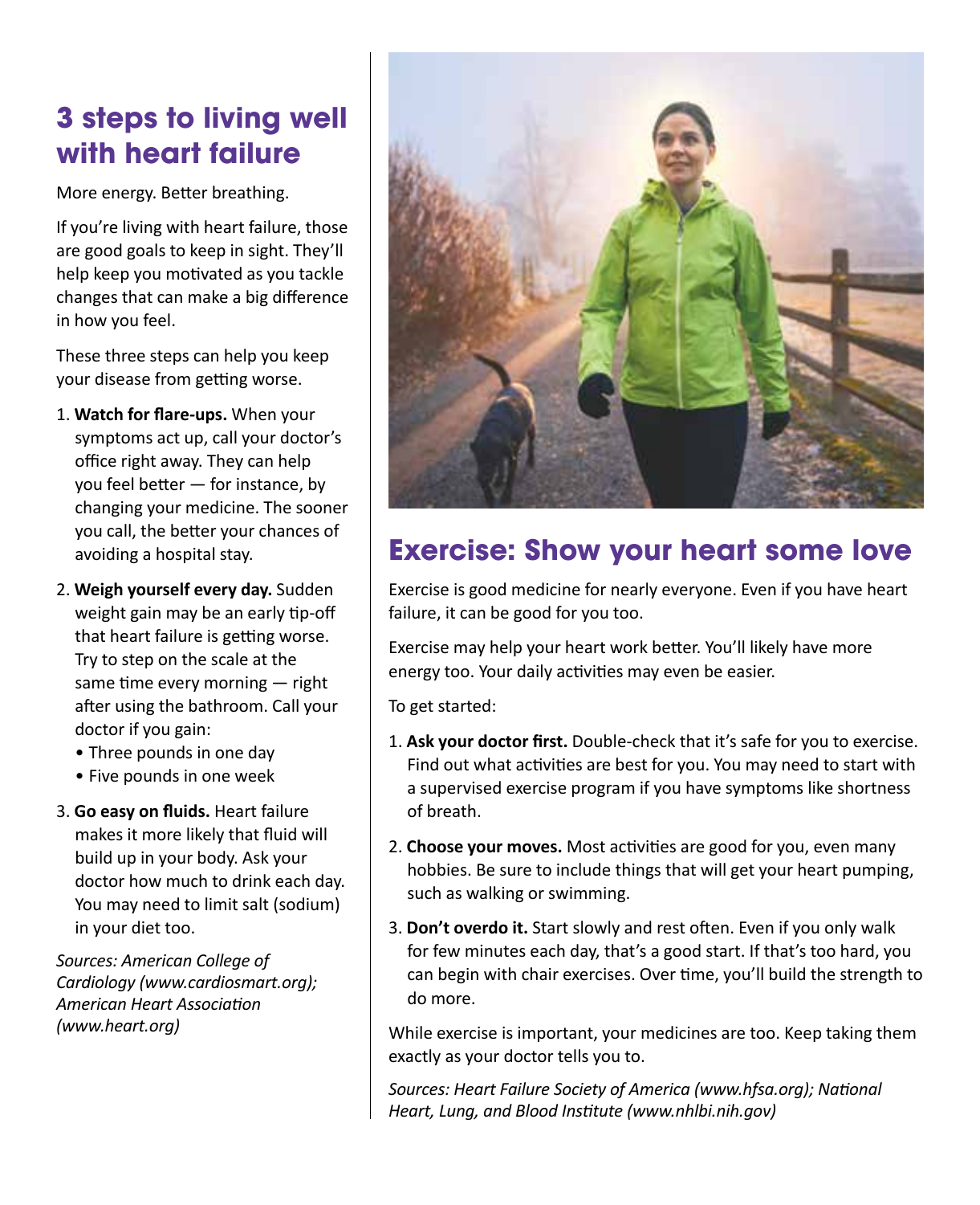## 3 steps to living well with heart failure

More energy. Better breathing.

If you're living with heart failure, those are good goals to keep in sight. They'll help keep you motivated as you tackle changes that can make a big difference in how you feel.

These three steps can help you keep your disease from getting worse.

1. **Watch for flare-ups.** When your symptoms act up, call your doctor's office right away. They can help you feel better — for instance, by changing your medicine. The sooner you call, the better your chances of avoiding a hospital stay.
2. **Weigh yourself every day.** Sudden weight gain may be an early tip-off that heart failure is getting worse. Try to step on the scale at the same time every morning — right after using the bathroom. Call your doctor if you gain:
   - Three pounds in one day
   - Five pounds in one week
3. **Go easy on fluids.** Heart failure makes it more likely that fluid will build up in your body. Ask your doctor how much to drink each day. You may need to limit salt (sodium) in your diet too.

*Sources: American College of Cardiology (www.cardiosmart.org); American Heart Association (www.heart.org)*

## Exercise: Show your heart some love

Exercise is good medicine for nearly everyone. Even if you have heart failure, it can be good for you too.

Exercise may help your heart work better. You'll likely have more energy too. Your daily activities may even be easier.

To get started:

1. **Ask your doctor first.** Double-check that it's safe for you to exercise. Find out what activities are best for you. You may need to start with a supervised exercise program if you have symptoms like shortness of breath.
2. **Choose your moves.** Most activities are good for you, even many hobbies. Be sure to include things that will get your heart pumping, such as walking or swimming.
3. **Don't overdo it.** Start slowly and rest often. Even if you only walk for few minutes each day, that's a good start. If that's too hard, you can begin with chair exercises. Over time, you'll build the strength to do more.

While exercise is important, your medicines are too. Keep taking them exactly as your doctor tells you to.

*Sources: Heart Failure Society of America (www.hfsa.org); National Heart, Lung, and Blood Institute (www.nhlbi.nih.gov)*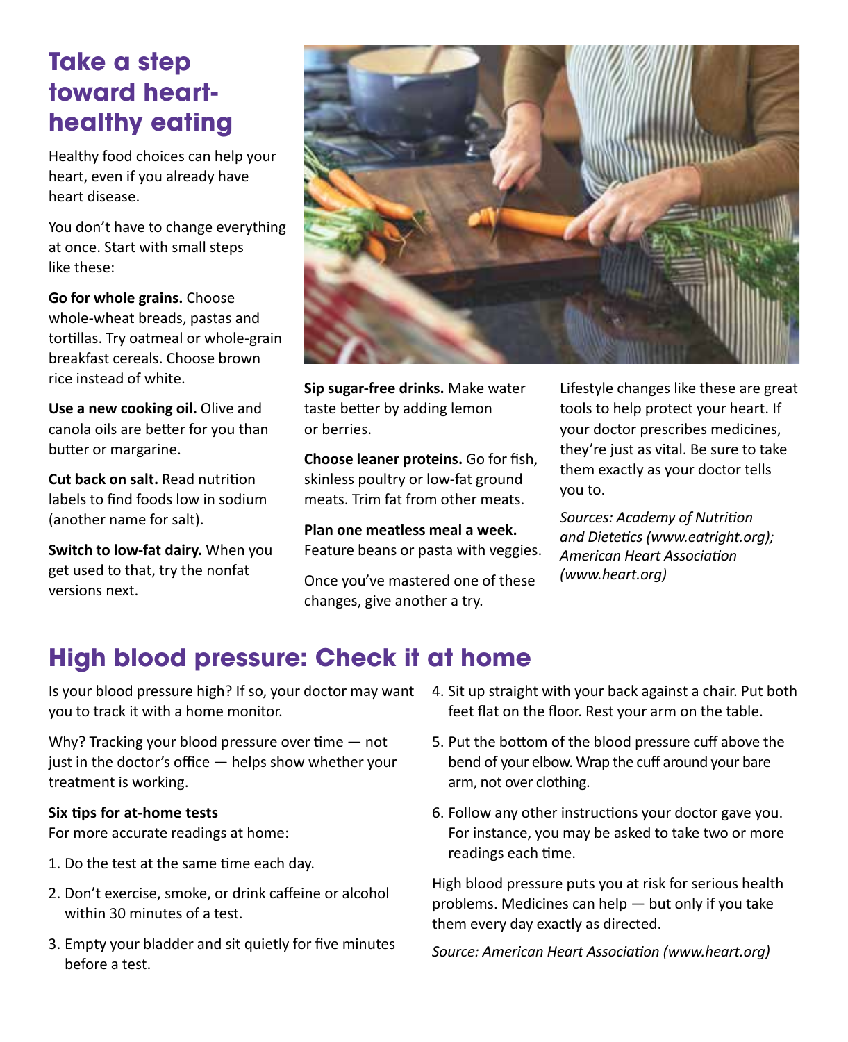## Take a step toward heart-healthy eating

Healthy food choices can help your heart, even if you already have heart disease.

You don't have to change everything at once. Start with small steps like these:

**Go for whole grains.** Choose whole-wheat breads, pastas and tortillas. Try oatmeal or whole-grain breakfast cereals. Choose brown rice instead of white.

**Use a new cooking oil.** Olive and canola oils are better for you than butter or margarine.

**Cut back on salt.** Read nutrition labels to find foods low in sodium (another name for salt).

**Switch to low-fat dairy.** When you get used to that, try the nonfat versions next.

**Sip sugar-free drinks.** Make water taste better by adding lemon or berries.

**Choose leaner proteins.** Go for fish, skinless poultry or low-fat ground meats. Trim fat from other meats.

**Plan one meatless meal a week.** Feature beans or pasta with veggies.

Once you've mastered one of these changes, give another a try.

Lifestyle changes like these are great tools to help protect your heart. If your doctor prescribes medicines, they're just as vital. Be sure to take them exactly as your doctor tells you to.

*Sources: Academy of Nutrition and Dietetics (www.eatright.org); American Heart Association (www.heart.org)*

## High blood pressure: Check it at home

Is your blood pressure high? If so, your doctor may want you to track it with a home monitor.

Why? Tracking your blood pressure over time — not just in the doctor's office — helps show whether your treatment is working.

**Six tips for at-home tests**
For more accurate readings at home:

1. Do the test at the same time each day.
2. Don't exercise, smoke, or drink caffeine or alcohol within 30 minutes of a test.
3. Empty your bladder and sit quietly for five minutes before a test.
4. Sit up straight with your back against a chair. Put both feet flat on the floor. Rest your arm on the table.
5. Put the bottom of the blood pressure cuff above the bend of your elbow. Wrap the cuff around your bare arm, not over clothing.
6. Follow any other instructions your doctor gave you. For instance, you may be asked to take two or more readings each time.

High blood pressure puts you at risk for serious health problems. Medicines can help — but only if you take them every day exactly as directed.

*Source: American Heart Association (www.heart.org)*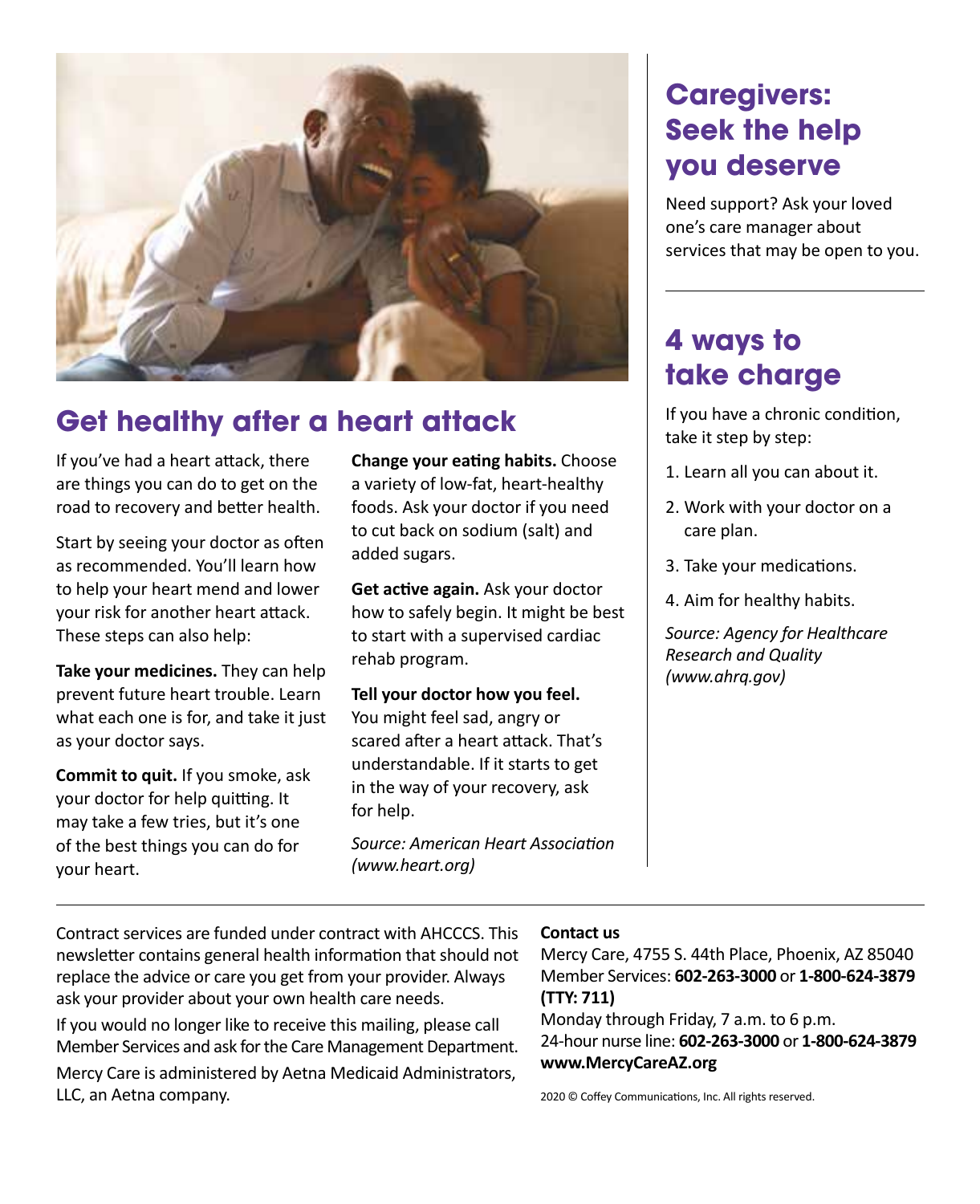## Get healthy after a heart attack

If you've had a heart attack, there are things you can do to get on the road to recovery and better health.

Start by seeing your doctor as often as recommended. You'll learn how to help your heart mend and lower your risk for another heart attack. These steps can also help:

**Take your medicines.** They can help prevent future heart trouble. Learn what each one is for, and take it just as your doctor says.

**Commit to quit.** If you smoke, ask your doctor for help quitting. It may take a few tries, but it's one of the best things you can do for your heart.

**Change your eating habits.** Choose a variety of low-fat, heart-healthy foods. Ask your doctor if you need to cut back on sodium (salt) and added sugars.

**Get active again.** Ask your doctor how to safely begin. It might be best to start with a supervised cardiac rehab program.

**Tell your doctor how you feel.** You might feel sad, angry or scared after a heart attack. That's understandable. If it starts to get in the way of your recovery, ask for help.

*Source: American Heart Association (www.heart.org)*

## Caregivers: Seek the help you deserve

Need support? Ask your loved one's care manager about services that may be open to you.

## 4 ways to take charge

If you have a chronic condition, take it step by step:

1. Learn all you can about it.
2. Work with your doctor on a care plan.
3. Take your medications.
4. Aim for healthy habits.

*Source: Agency for Healthcare Research and Quality (www.ahrq.gov)*

---

Contract services are funded under contract with AHCCCS. This newsletter contains general health information that should not replace the advice or care you get from your provider. Always ask your provider about your own health care needs.

If you would no longer like to receive this mailing, please call Member Services and ask for the Care Management Department.

Mercy Care is administered by Aetna Medicaid Administrators, LLC, an Aetna company.

**Contact us**

Mercy Care, 4755 S. 44th Place, Phoenix, AZ 85040
Member Services: **602-263-3000** or **1-800-624-3879 (TTY: 711)**
Monday through Friday, 7 a.m. to 6 p.m.
24-hour nurse line: **602-263-3000** or **1-800-624-3879**
**www.MercyCareAZ.org**

2020 © Coffey Communications, Inc. All rights reserved.